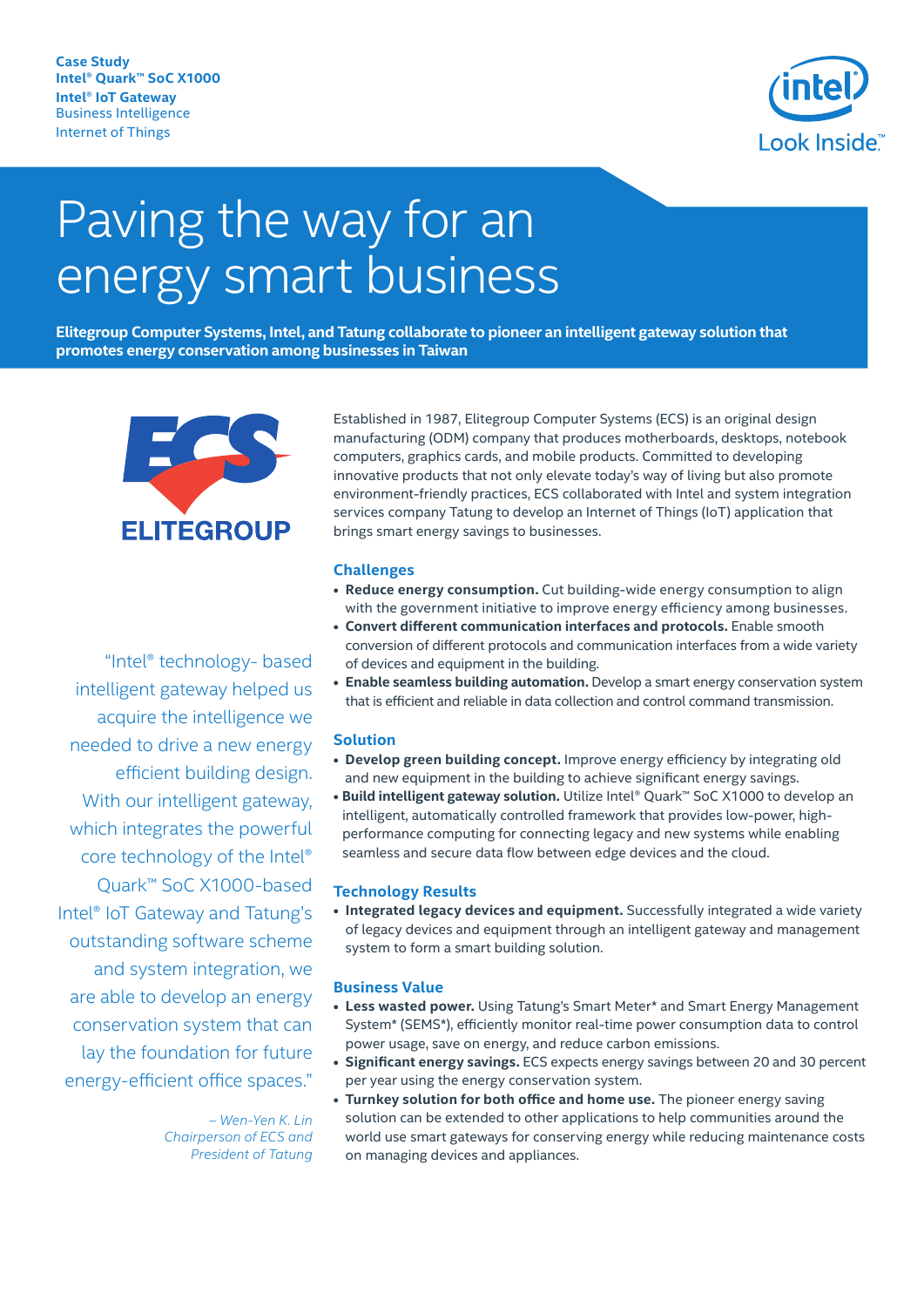**Case Study**
**Intel® Quark™ SoC X1000**
**Intel® IoT Gateway**
Business Intelligence
Internet of Things

# Paving the way for an energy smart business

**Elitegroup Computer Systems, Intel, and Tatung collaborate to pioneer an intelligent gateway solution that promotes energy conservation among businesses in Taiwan**

Established in 1987, Elitegroup Computer Systems (ECS) is an original design manufacturing (ODM) company that produces motherboards, desktops, notebook computers, graphics cards, and mobile products. Committed to developing innovative products that not only elevate today's way of living but also promote environment-friendly practices, ECS collaborated with Intel and system integration services company Tatung to develop an Internet of Things (IoT) application that brings smart energy savings to businesses.

## Challenges

- **Reduce energy consumption.** Cut building-wide energy consumption to align with the government initiative to improve energy efficiency among businesses.
- **Convert different communication interfaces and protocols.** Enable smooth conversion of different protocols and communication interfaces from a wide variety of devices and equipment in the building.
- **Enable seamless building automation.** Develop a smart energy conservation system that is efficient and reliable in data collection and control command transmission.

## Solution

- **Develop green building concept.** Improve energy efficiency by integrating old and new equipment in the building to achieve significant energy savings.
- **Build intelligent gateway solution.** Utilize Intel® Quark™ SoC X1000 to develop an intelligent, automatically controlled framework that provides low-power, high-performance computing for connecting legacy and new systems while enabling seamless and secure data flow between edge devices and the cloud.

## Technology Results

- **Integrated legacy devices and equipment.** Successfully integrated a wide variety of legacy devices and equipment through an intelligent gateway and management system to form a smart building solution.

## Business Value

- **Less wasted power.** Using Tatung's Smart Meter* and Smart Energy Management System* (SEMS*), efficiently monitor real-time power consumption data to control power usage, save on energy, and reduce carbon emissions.
- **Significant energy savings.** ECS expects energy savings between 20 and 30 percent per year using the energy conservation system.
- **Turnkey solution for both office and home use.** The pioneer energy saving solution can be extended to other applications to help communities around the world use smart gateways for conserving energy while reducing maintenance costs on managing devices and appliances.

> "Intel® technology- based intelligent gateway helped us acquire the intelligence we needed to drive a new energy efficient building design. With our intelligent gateway, which integrates the powerful core technology of the Intel® Quark™ SoC X1000-based Intel® IoT Gateway and Tatung's outstanding software scheme and system integration, we are able to develop an energy conservation system that can lay the foundation for future energy-efficient office spaces."
>
> *– Wen-Yen K. Lin*
> *Chairperson of ECS and President of Tatung*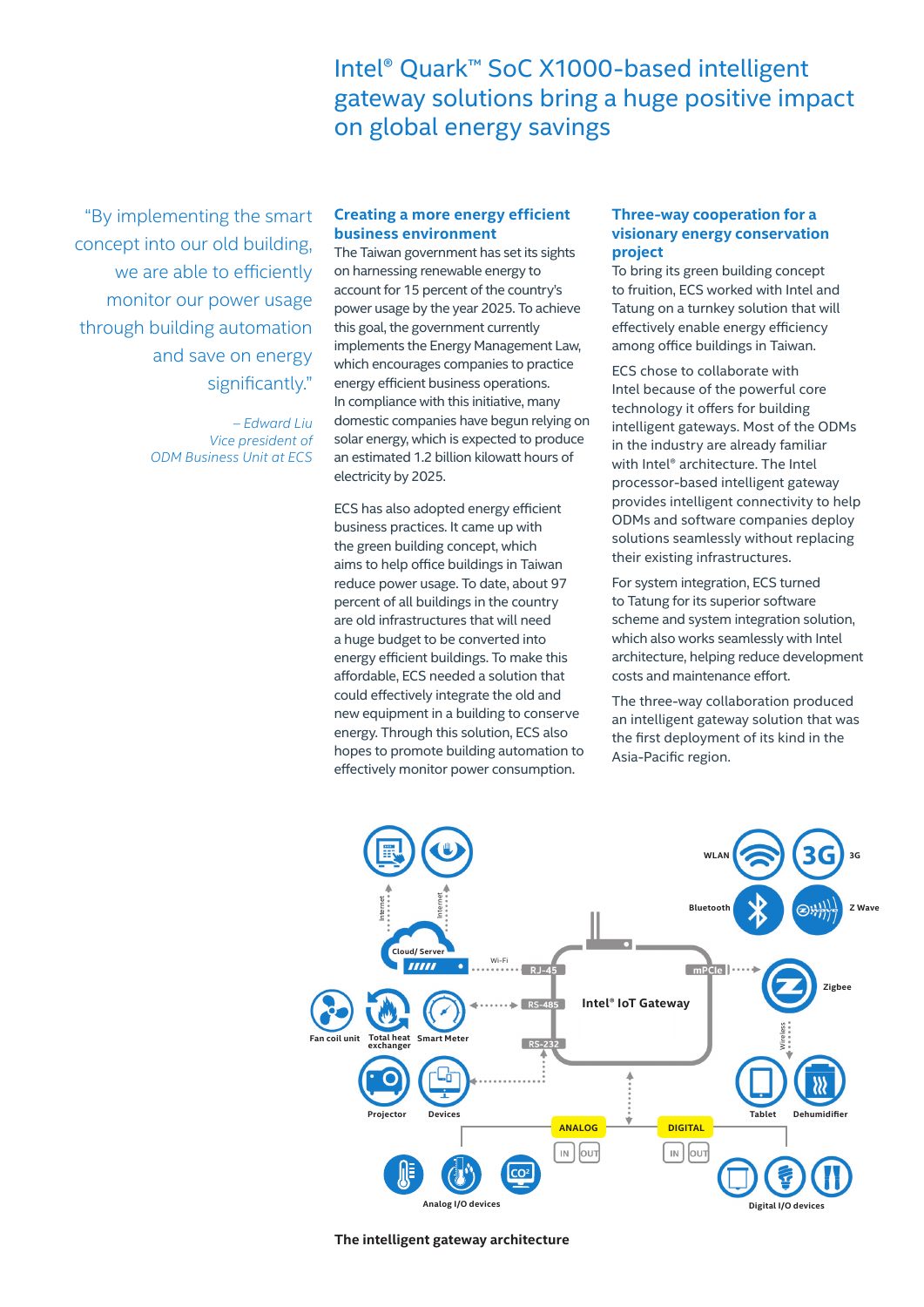# Intel® Quark™ SoC X1000-based intelligent gateway solutions bring a huge positive impact on global energy savings

"By implementing the smart concept into our old building, we are able to efficiently monitor our power usage through building automation and save on energy significantly."

*– Edward Liu*
*Vice president of ODM Business Unit at ECS*

## Creating a more energy efficient business environment

The Taiwan government has set its sights on harnessing renewable energy to account for 15 percent of the country's power usage by the year 2025. To achieve this goal, the government currently implements the Energy Management Law, which encourages companies to practice energy efficient business operations. In compliance with this initiative, many domestic companies have begun relying on solar energy, which is expected to produce an estimated 1.2 billion kilowatt hours of electricity by 2025.

ECS has also adopted energy efficient business practices. It came up with the green building concept, which aims to help office buildings in Taiwan reduce power usage. To date, about 97 percent of all buildings in the country are old infrastructures that will need a huge budget to be converted into energy efficient buildings. To make this affordable, ECS needed a solution that could effectively integrate the old and new equipment in a building to conserve energy. Through this solution, ECS also hopes to promote building automation to effectively monitor power consumption.

## Three-way cooperation for a visionary energy conservation project

To bring its green building concept to fruition, ECS worked with Intel and Tatung on a turnkey solution that will effectively enable energy efficiency among office buildings in Taiwan.

ECS chose to collaborate with Intel because of the powerful core technology it offers for building intelligent gateways. Most of the ODMs in the industry are already familiar with Intel® architecture. The Intel processor-based intelligent gateway provides intelligent connectivity to help ODMs and software companies deploy solutions seamlessly without replacing their existing infrastructures.

For system integration, ECS turned to Tatung for its superior software scheme and system integration solution, which also works seamlessly with Intel architecture, helping reduce development costs and maintenance effort.

The three-way collaboration produced an intelligent gateway solution that was the first deployment of its kind in the Asia-Pacific region.

The intelligent gateway architecture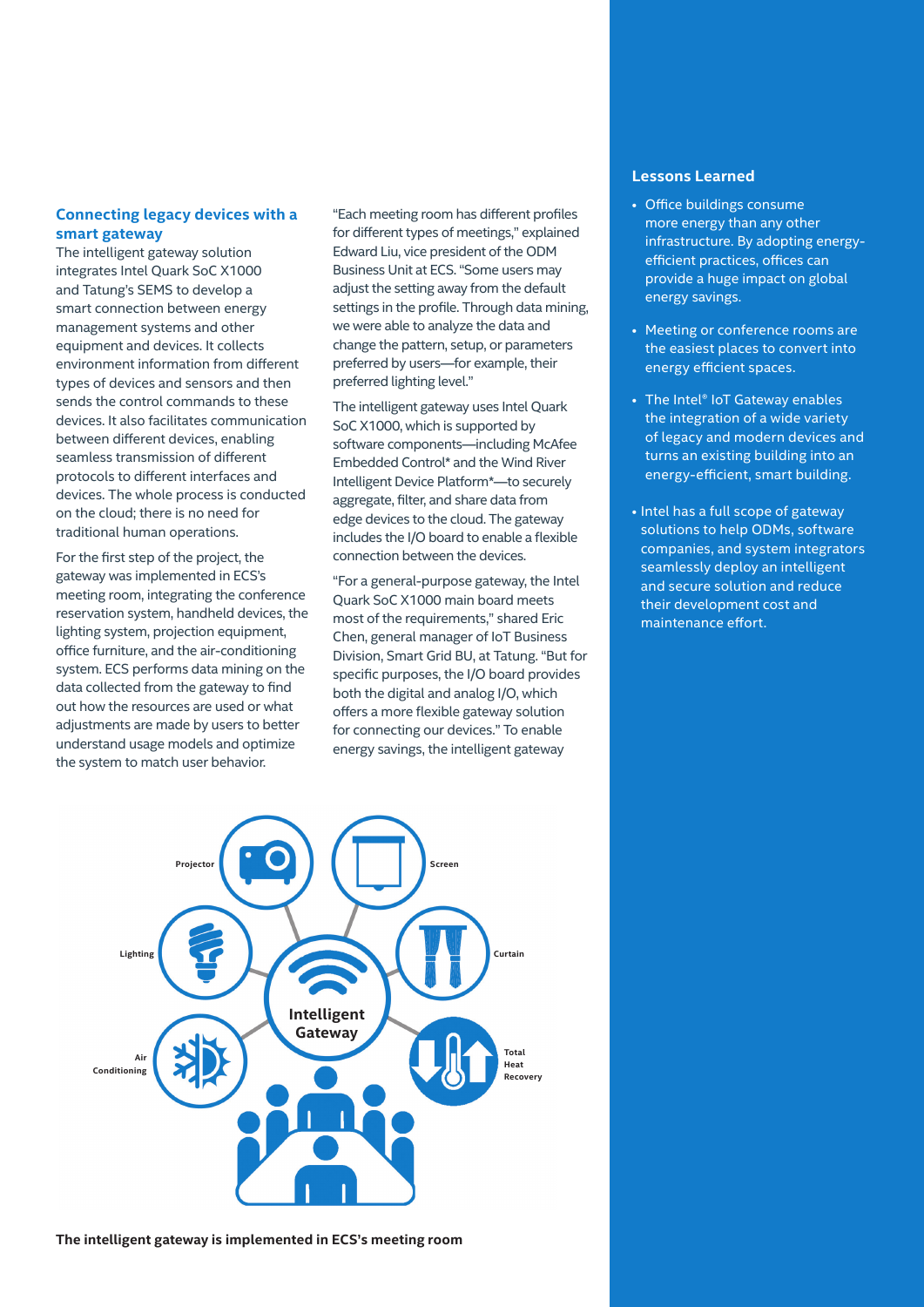## Connecting legacy devices with a smart gateway

The intelligent gateway solution integrates Intel Quark SoC X1000 and Tatung's SEMS to develop a smart connection between energy management systems and other equipment and devices. It collects environment information from different types of devices and sensors and then sends the control commands to these devices. It also facilitates communication between different devices, enabling seamless transmission of different protocols to different interfaces and devices. The whole process is conducted on the cloud; there is no need for traditional human operations.

For the first step of the project, the gateway was implemented in ECS's meeting room, integrating the conference reservation system, handheld devices, the lighting system, projection equipment, office furniture, and the air-conditioning system. ECS performs data mining on the data collected from the gateway to find out how the resources are used or what adjustments are made by users to better understand usage models and optimize the system to match user behavior.

"Each meeting room has different profiles for different types of meetings," explained Edward Liu, vice president of the ODM Business Unit at ECS. "Some users may adjust the setting away from the default settings in the profile. Through data mining, we were able to analyze the data and change the pattern, setup, or parameters preferred by users—for example, their preferred lighting level."

The intelligent gateway uses Intel Quark SoC X1000, which is supported by software components—including McAfee Embedded Control* and the Wind River Intelligent Device Platform*—to securely aggregate, filter, and share data from edge devices to the cloud. The gateway includes the I/O board to enable a flexible connection between the devices.

"For a general-purpose gateway, the Intel Quark SoC X1000 main board meets most of the requirements," shared Eric Chen, general manager of IoT Business Division, Smart Grid BU, at Tatung. "But for specific purposes, the I/O board provides both the digital and analog I/O, which offers a more flexible gateway solution for connecting our devices." To enable energy savings, the intelligent gateway

Projector, Screen, Lighting, Curtain, Intelligent Gateway, Air Conditioning, Total Heat Recovery

**The intelligent gateway is implemented in ECS's meeting room**

### Lessons Learned

- Office buildings consume more energy than any other infrastructure. By adopting energy-efficient practices, offices can provide a huge impact on global energy savings.
- Meeting or conference rooms are the easiest places to convert into energy efficient spaces.
- The Intel® IoT Gateway enables the integration of a wide variety of legacy and modern devices and turns an existing building into an energy-efficient, smart building.
- Intel has a full scope of gateway solutions to help ODMs, software companies, and system integrators seamlessly deploy an intelligent and secure solution and reduce their development cost and maintenance effort.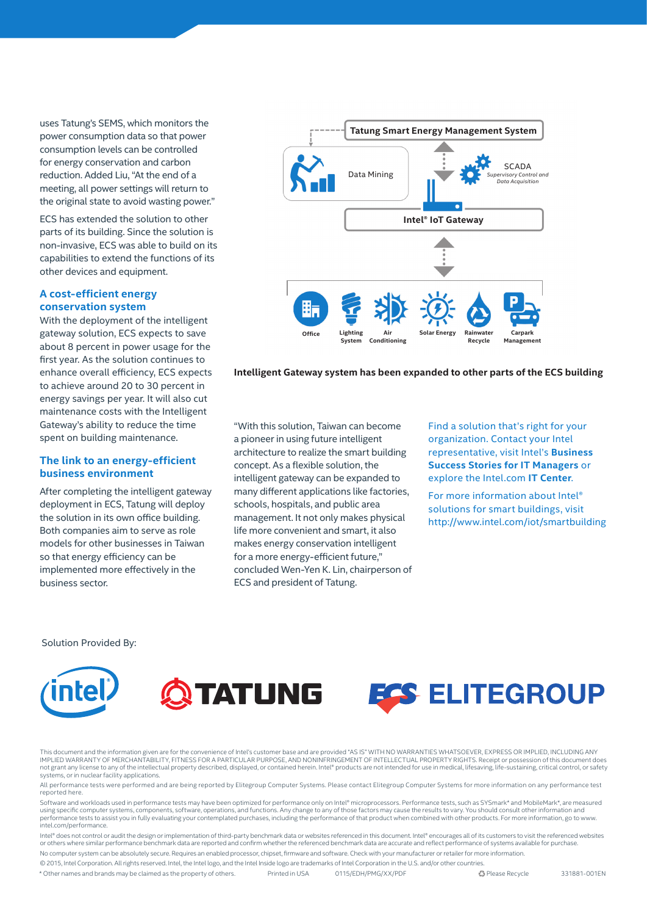uses Tatung's SEMS, which monitors the power consumption data so that power consumption levels can be controlled for energy conservation and carbon reduction. Added Liu, "At the end of a meeting, all power settings will return to the original state to avoid wasting power."

ECS has extended the solution to other parts of its building. Since the solution is non-invasive, ECS was able to build on its capabilities to extend the functions of its other devices and equipment.

## A cost-efficient energy conservation system

With the deployment of the intelligent gateway solution, ECS expects to save about 8 percent in power usage for the first year. As the solution continues to enhance overall efficiency, ECS expects to achieve around 20 to 30 percent in energy savings per year. It will also cut maintenance costs with the Intelligent Gateway's ability to reduce the time spent on building maintenance.

## The link to an energy-efficient business environment

After completing the intelligent gateway deployment in ECS, Tatung will deploy the solution in its own office building. Both companies aim to serve as role models for other businesses in Taiwan so that energy efficiency can be implemented more effectively in the business sector.

Tatung Smart Energy Management System

Data Mining

SCADA
*Supervisory Control and Data Acquisition*

Intel® IoT Gateway

Office

Lighting System

Air Conditioning

Solar Energy

Rainwater Recycle

Carpark Management

**Intelligent Gateway system has been expanded to other parts of the ECS building**

"With this solution, Taiwan can become a pioneer in using future intelligent architecture to realize the smart building concept. As a flexible solution, the intelligent gateway can be expanded to many different applications like factories, schools, hospitals, and public area management. It not only makes physical life more convenient and smart, it also makes energy conservation intelligent for a more energy-efficient future," concluded Wen-Yen K. Lin, chairperson of ECS and president of Tatung.

Find a solution that's right for your organization. Contact your Intel representative, visit Intel's **Business Success Stories for IT Managers** or explore the Intel.com **IT Center**.

For more information about Intel® solutions for smart buildings, visit http://www.intel.com/iot/smartbuilding

Solution Provided By:

intel TATUNG ECS ELITEGROUP

This document and the information given are for the convenience of Intel's customer base and are provided "AS IS" WITH NO WARRANTIES WHATSOEVER, EXPRESS OR IMPLIED, INCLUDING ANY IMPLIED WARRANTY OF MERCHANTABILITY, FITNESS FOR A PARTICULAR PURPOSE, AND NONINFRINGEMENT OF INTELLECTUAL PROPERTY RIGHTS. Receipt or possession of this document does not grant any license to any of the intellectual property described, displayed, or contained herein. Intel® products are not intended for use in medical, lifesaving, life-sustaining, critical control, or safety systems, or in nuclear facility applications.

All performance tests were performed and are being reported by Elitegroup Computer Systems. Please contact Elitegroup Computer Systems for more information on any performance test reported here.

Software and workloads used in performance tests may have been optimized for performance only on Intel® microprocessors. Performance tests, such as SYSmark* and MobileMark*, are measured using specific computer systems, components, software, operations, and functions. Any change to any of those factors may cause the results to vary. You should consult other information and performance tests to assist you in fully evaluating your contemplated purchases, including the performance of that product when combined with other products. For more information, go to www.intel.com/performance.

Intel® does not control or audit the design or implementation of third-party benchmark data or websites referenced in this document. Intel® encourages all of its customers to visit the referenced websites or others where similar performance benchmark data are reported and confirm whether the referenced benchmark data are accurate and reflect performance of systems available for purchase.

No computer system can be absolutely secure. Requires an enabled processor, chipset, firmware and software. Check with your manufacturer or retailer for more information.

© 2015, Intel Corporation. All rights reserved. Intel, the Intel logo, and the Intel Inside logo are trademarks of Intel Corporation in the U.S. and/or other countries.

* Other names and brands may be claimed as the property of others. Printed in USA 0115/EDH/PMG/XX/PDF Please Recycle 331881-001EN